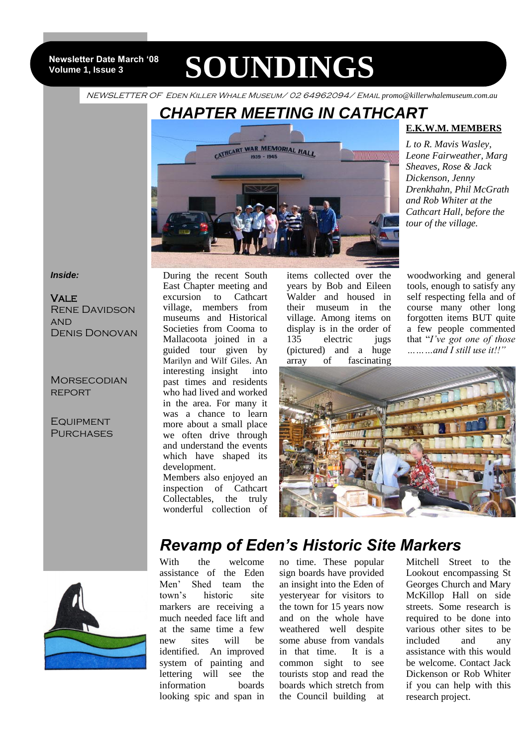Newsletter Date March '08
Volume 1, Issue 3

# SOUNDINGS

NEWSLETTER OF EDEN KILLER WHALE MUSEUM/ 02 64962094/ EMAIL promo@killerwhalemuseum.com.au

## CHAPTER MEETING IN CATHCART

**E.K.W.M. MEMBERS**

*L to R. Mavis Wasley, Leone Fairweather, Marg Sheaves, Rose & Jack Dickenson, Jenny Drenkhahn, Phil McGrath and Rob Whiter at the Cathcart Hall, before the tour of the village.*

***Inside:***

VALE
RENE DAVIDSON AND DENIS DONOVAN

MORSECODIAN REPORT

EQUIPMENT PURCHASES

During the recent South East Chapter meeting and excursion to Cathcart village, members from museums and Historical Societies from Cooma to Mallacoota joined in a guided tour given by Marilyn and Wilf Giles. An interesting insight into past times and residents who had lived and worked in the area. For many it was a chance to learn more about a small place we often drive through and understand the events which have shaped its development.

Members also enjoyed an inspection of Cathcart Collectables, the truly wonderful collection of items collected over the years by Bob and Eileen Walder and housed in their museum in the village. Among items on display is in the order of 135 electric jugs (pictured) and a huge array of fascinating woodworking and general tools, enough to satisfy any self respecting fella and of course many other long forgotten items BUT quite a few people commented that "*I've got one of those ………and I still use it!!"*

## *Revamp of Eden's Historic Site Markers*

With the welcome assistance of the Eden Men' Shed team the town's historic site markers are receiving a much needed face lift and at the same time a few new sites will be identified. An improved system of painting and lettering will see the information boards looking spic and span in no time. These popular sign boards have provided an insight into the Eden of yesteryear for visitors to the town for 15 years now and on the whole have weathered well despite some abuse from vandals in that time. It is a common sight to see tourists stop and read the boards which stretch from the Council building at Mitchell Street to the Lookout encompassing St Georges Church and Mary McKillop Hall on side streets. Some research is required to be done into various other sites to be included and any assistance with this would be welcome. Contact Jack Dickenson or Rob Whiter if you can help with this research project.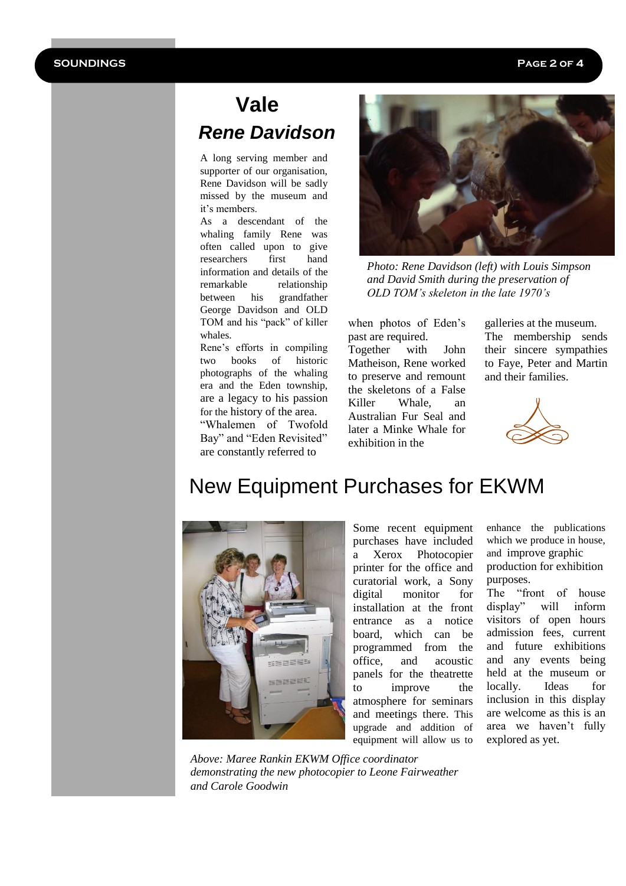# Vale

## *Rene Davidson*

A long serving member and supporter of our organisation, Rene Davidson will be sadly missed by the museum and it's members.

As a descendant of the whaling family Rene was often called upon to give researchers first hand information and details of the remarkable relationship between his grandfather George Davidson and OLD TOM and his "pack" of killer whales.

Rene's efforts in compiling two books of historic photographs of the whaling era and the Eden township, are a legacy to his passion for the history of the area. "Whalemen of Twofold Bay" and "Eden Revisited" are constantly referred to when photos of Eden's past are required.

Together with John Matheison, Rene worked to preserve and remount the skeletons of a False Killer Whale, an Australian Fur Seal and later a Minke Whale for exhibition in the galleries at the museum.

The membership sends their sincere sympathies to Faye, Peter and Martin and their families.

*Photo: Rene Davidson (left) with Louis Simpson and David Smith during the preservation of OLD TOM's skeleton in the late 1970's*

# New Equipment Purchases for EKWM

Some recent equipment purchases have included a Xerox Photocopier printer for the office and curatorial work, a Sony digital monitor for installation at the front entrance as a notice board, which can be programmed from the office, and acoustic panels for the theatrette to improve the atmosphere for seminars and meetings there. This upgrade and addition of equipment will allow us to enhance the publications which we produce in house, and improve graphic production for exhibition purposes.

The "front of house display" will inform visitors of open hours admission fees, current and future exhibitions and any events being held at the museum or locally. Ideas for inclusion in this display are welcome as this is an area we haven't fully explored as yet.

*Above: Maree Rankin EKWM Office coordinator demonstrating the new photocopier to Leone Fairweather and Carole Goodwin*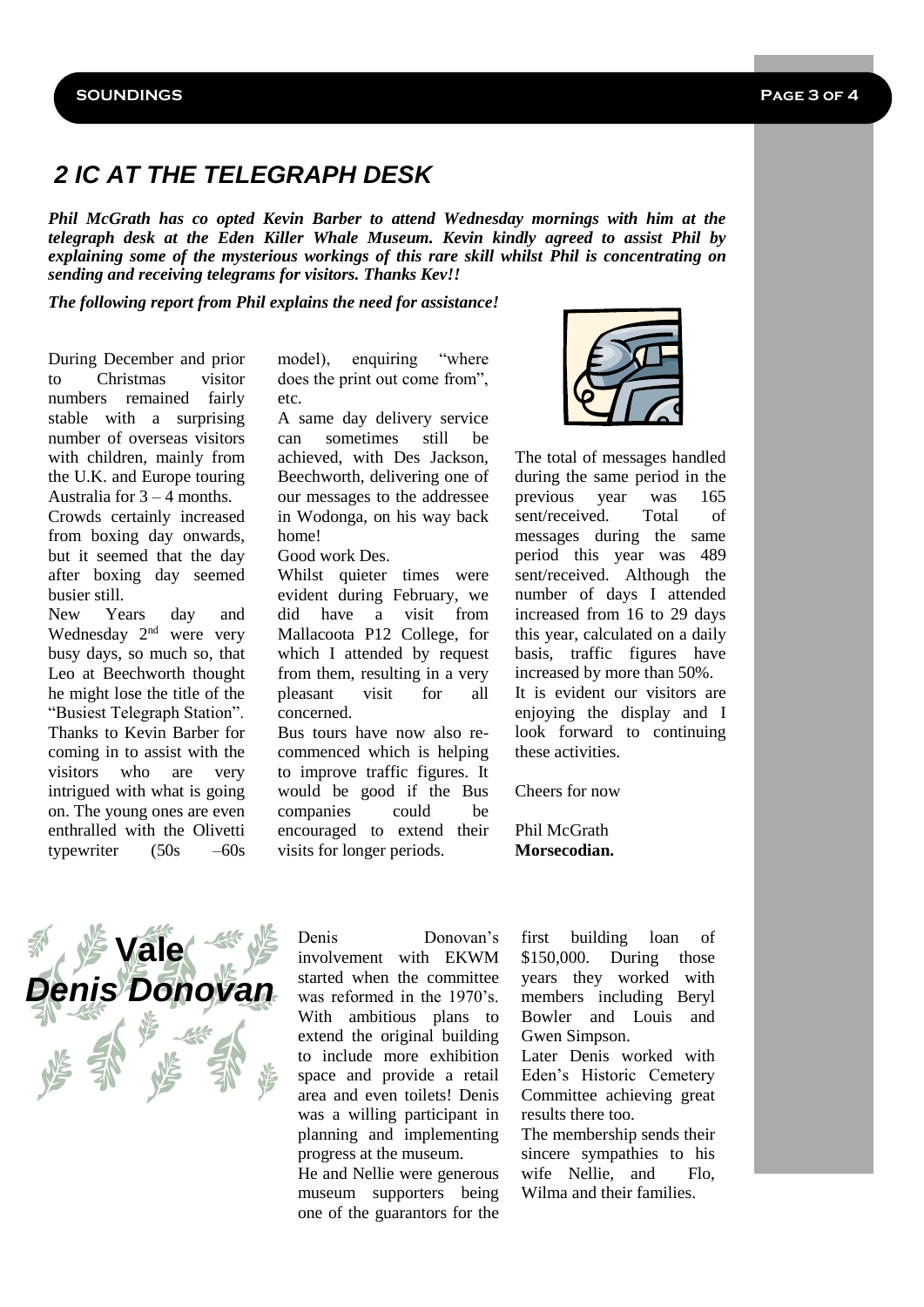## 2 IC AT THE TELEGRAPH DESK

***Phil McGrath has co opted Kevin Barber to attend Wednesday mornings with him at the telegraph desk at the Eden Killer Whale Museum. Kevin kindly agreed to assist Phil by explaining some of the mysterious workings of this rare skill whilst Phil is concentrating on sending and receiving telegrams for visitors. Thanks Kev!!***

***The following report from Phil explains the need for assistance!***

During December and prior to Christmas visitor numbers remained fairly stable with a surprising number of overseas visitors with children, mainly from the U.K. and Europe touring Australia for 3 – 4 months.

Crowds certainly increased from boxing day onwards, but it seemed that the day after boxing day seemed busier still.

New Years day and Wednesday 2nd were very busy days, so much so, that Leo at Beechworth thought he might lose the title of the "Busiest Telegraph Station".

Thanks to Kevin Barber for coming in to assist with the visitors who are very intrigued with what is going on. The young ones are even enthralled with the Olivetti typewriter (50s –60s model), enquiring "where does the print out come from", etc.

A same day delivery service can sometimes still be achieved, with Des Jackson, Beechworth, delivering one of our messages to the addressee in Wodonga, on his way back home!

Good work Des.

Whilst quieter times were evident during February, we did have a visit from Mallacoota P12 College, for which I attended by request from them, resulting in a very pleasant visit for all concerned.

Bus tours have now also re-commenced which is helping to improve traffic figures. It would be good if the Bus companies could be encouraged to extend their visits for longer periods.

The total of messages handled during the same period in the previous year was 165 sent/received. Total of messages during the same period this year was 489 sent/received. Although the number of days I attended increased from 16 to 29 days this year, calculated on a daily basis, traffic figures have increased by more than 50%.

It is evident our visitors are enjoying the display and I look forward to continuing these activities.

Cheers for now

Phil McGrath
**Morsecodian.**

## Vale *Denis Donovan*

Denis Donovan's involvement with EKWM started when the committee was reformed in the 1970's. With ambitious plans to extend the original building to include more exhibition space and provide a retail area and even toilets! Denis was a willing participant in planning and implementing progress at the museum.

He and Nellie were generous museum supporters being one of the guarantors for the first building loan of $150,000. During those years they worked with members including Beryl Bowler and Louis and Gwen Simpson.

Later Denis worked with Eden's Historic Cemetery Committee achieving great results there too.

The membership sends their sincere sympathies to his wife Nellie, and Flo, Wilma and their families.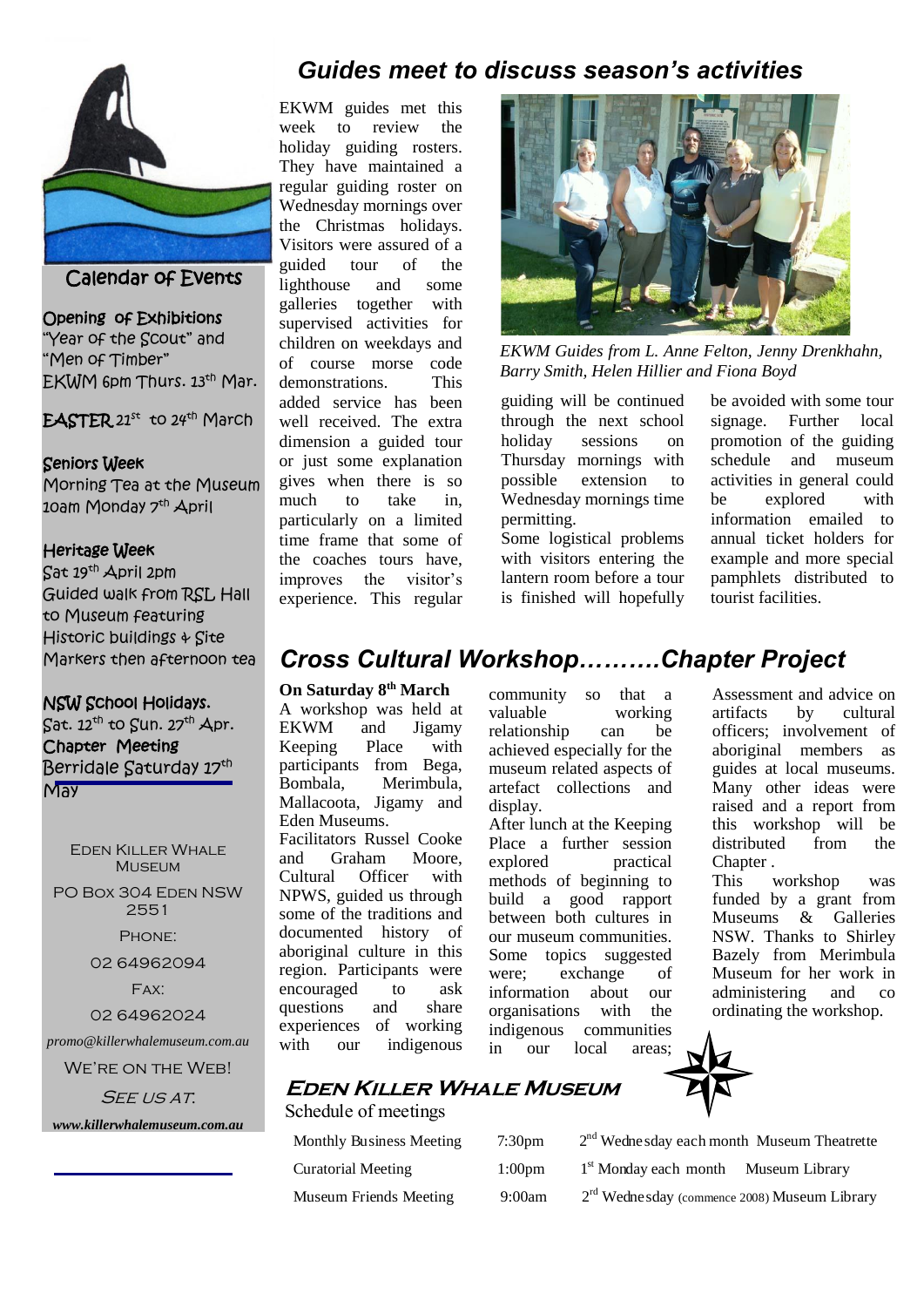## Calendar of Events

**Opening of Exhibitions**
"Year of the Scout" and "Men of Timber"
EKWM 6pm Thurs. 13th Mar.

**EASTER** 21st to 24th March

**Seniors Week**
Morning Tea at the Museum
10am Monday 7th April

**Heritage Week**
Sat 19th April 2pm
Guided walk from RSL Hall to Museum featuring Historic buildings & Site Markers then afternoon tea

**NSW School Holidays.**
Sat. 12th to Sun. 27th Apr.

**Chapter Meeting**
Berridale Saturday 17th May

EDEN KILLER WHALE MUSEUM

PO BOX 304 EDEN NSW 2551

PHONE:

02 64962094

FAX:

02 64962024

*promo@killerwhalemuseum.com.au*

WE'RE ON THE WEB!

*SEE US AT:*

***www.killerwhalemuseum.com.au***

# Guides meet to discuss season's activities

EKWM guides met this week to review the holiday guiding rosters. They have maintained a regular guiding roster on Wednesday mornings over the Christmas holidays. Visitors were assured of a guided tour of the lighthouse and some galleries together with supervised activities for children on weekdays and of course morse code demonstrations. This added service has been well received. The extra dimension a guided tour or just some explanation gives when there is so much to take in, particularly on a limited time frame that some of the coaches tours have, improves the visitor's experience. This regular guiding will be continued through the next school holiday sessions on Thursday mornings with possible extension to Wednesday mornings time permitting.

*EKWM Guides from L. Anne Felton, Jenny Drenkhahn, Barry Smith, Helen Hillier and Fiona Boyd*

Some logistical problems with visitors entering the lantern room before a tour is finished will hopefully be avoided with some tour signage. Further local promotion of the guiding schedule and museum activities in general could be explored with information emailed to annual ticket holders for example and more special pamphlets distributed to tourist facilities.

# Cross Cultural Workshop……….Chapter Project

**On Saturday 8th March**

A workshop was held at EKWM and Jigamy Keeping Place with participants from Bega, Bombala, Merimbula, Mallacoota, Jigamy and Eden Museums.

Facilitators Russel Cooke and Graham Moore, Cultural Officer with NPWS, guided us through some of the traditions and documented history of aboriginal culture in this region. Participants were encouraged to ask questions and share experiences of working with our indigenous community so that a valuable working relationship can be achieved especially for the museum related aspects of artefact collections and display.

After lunch at the Keeping Place a further session explored practical methods of beginning to build a good rapport between both cultures in our museum communities. Some topics suggested were; exchange of information about our organisations with the indigenous communities in our local areas; Assessment and advice on artifacts by cultural officers; involvement of aboriginal members as guides at local museums. Many other ideas were raised and a report from this workshop will be distributed from the Chapter .

This workshop was funded by a grant from Museums & Galleries NSW. Thanks to Shirley Bazely from Merimbula Museum for her work in administering and co ordinating the workshop.

## EDEN KILLER WHALE MUSEUM

Schedule of meetings

| | | |
|---|---|---|
| Monthly Business Meeting | 7:30pm | 2nd Wednesday each month Museum Theatrette |
| Curatorial Meeting | 1:00pm | 1st Monday each month Museum Library |
| Museum Friends Meeting | 9:00am | 2rd Wednesday (commence 2008) Museum Library |